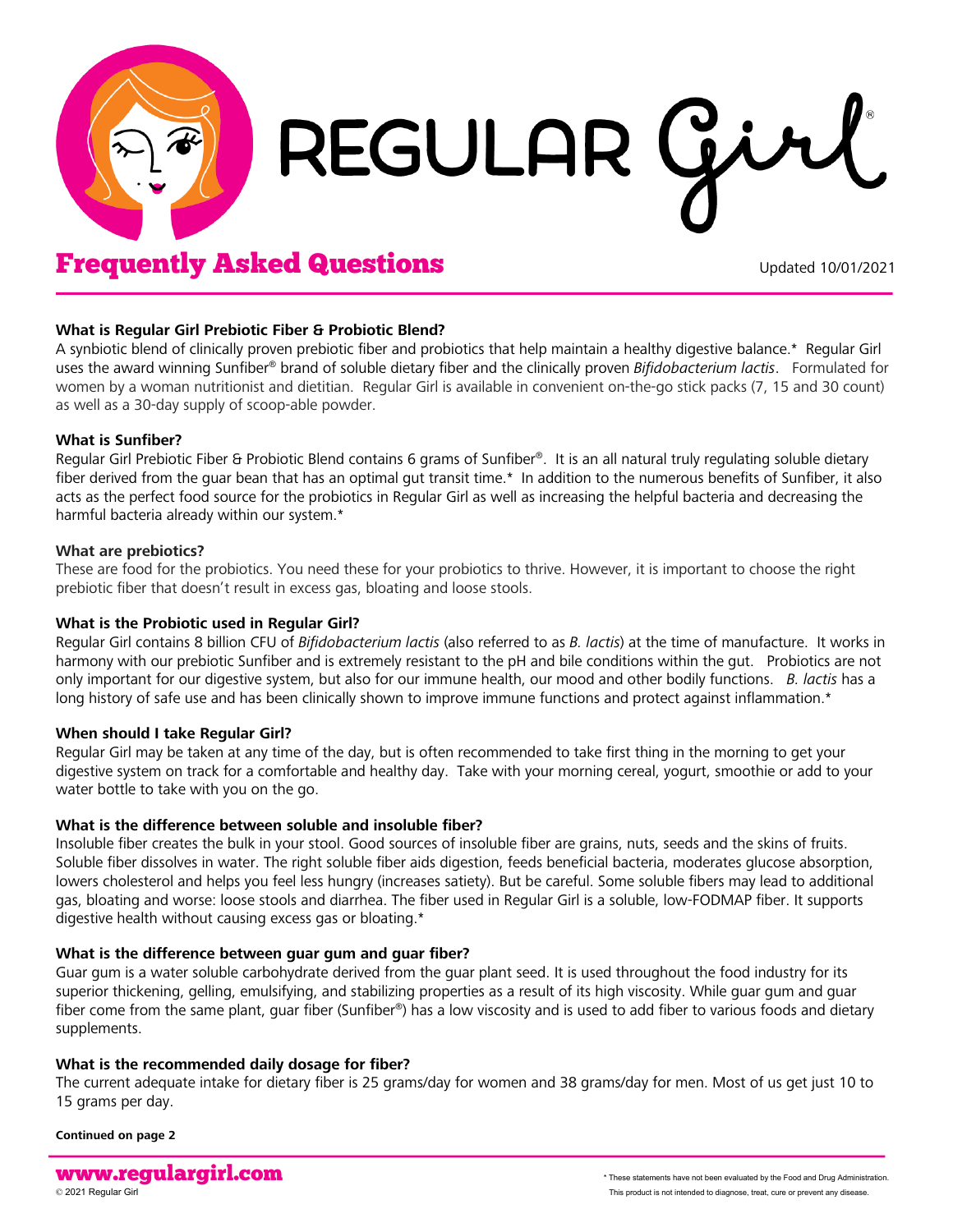# REGULAR Girl®

## Frequently Asked Questions

Updated 10/01/2021

**What is Regular Girl Prebiotic Fiber & Probiotic Blend?**
A synbiotic blend of clinically proven prebiotic fiber and probiotics that help maintain a healthy digestive balance.* Regular Girl uses the award winning Sunfiber® brand of soluble dietary fiber and the clinically proven *Bifidobacterium lactis*. Formulated for women by a woman nutritionist and dietitian. Regular Girl is available in convenient on-the-go stick packs (7, 15 and 30 count) as well as a 30-day supply of scoop-able powder.

**What is Sunfiber?**
Regular Girl Prebiotic Fiber & Probiotic Blend contains 6 grams of Sunfiber®. It is an all natural truly regulating soluble dietary fiber derived from the guar bean that has an optimal gut transit time.* In addition to the numerous benefits of Sunfiber, it also acts as the perfect food source for the probiotics in Regular Girl as well as increasing the helpful bacteria and decreasing the harmful bacteria already within our system.*

**What are prebiotics?**
These are food for the probiotics. You need these for your probiotics to thrive. However, it is important to choose the right prebiotic fiber that doesn't result in excess gas, bloating and loose stools.

**What is the Probiotic used in Regular Girl?**
Regular Girl contains 8 billion CFU of *Bifidobacterium lactis* (also referred to as *B. lactis*) at the time of manufacture. It works in harmony with our prebiotic Sunfiber and is extremely resistant to the pH and bile conditions within the gut. Probiotics are not only important for our digestive system, but also for our immune health, our mood and other bodily functions. *B. lactis* has a long history of safe use and has been clinically shown to improve immune functions and protect against inflammation.*

**When should I take Regular Girl?**
Regular Girl may be taken at any time of the day, but is often recommended to take first thing in the morning to get your digestive system on track for a comfortable and healthy day. Take with your morning cereal, yogurt, smoothie or add to your water bottle to take with you on the go.

**What is the difference between soluble and insoluble fiber?**
Insoluble fiber creates the bulk in your stool. Good sources of insoluble fiber are grains, nuts, seeds and the skins of fruits. Soluble fiber dissolves in water. The right soluble fiber aids digestion, feeds beneficial bacteria, moderates glucose absorption, lowers cholesterol and helps you feel less hungry (increases satiety). But be careful. Some soluble fibers may lead to additional gas, bloating and worse: loose stools and diarrhea. The fiber used in Regular Girl is a soluble, low-FODMAP fiber. It supports digestive health without causing excess gas or bloating.*

**What is the difference between guar gum and guar fiber?**
Guar gum is a water soluble carbohydrate derived from the guar plant seed. It is used throughout the food industry for its superior thickening, gelling, emulsifying, and stabilizing properties as a result of its high viscosity. While guar gum and guar fiber come from the same plant, guar fiber (Sunfiber®) has a low viscosity and is used to add fiber to various foods and dietary supplements.

**What is the recommended daily dosage for fiber?**
The current adequate intake for dietary fiber is 25 grams/day for women and 38 grams/day for men. Most of us get just 10 to 15 grams per day.

**Continued on page 2**

www.regulargirl.com
© 2021 Regular Girl

\* These statements have not been evaluated by the Food and Drug Administration. This product is not intended to diagnose, treat, cure or prevent any disease.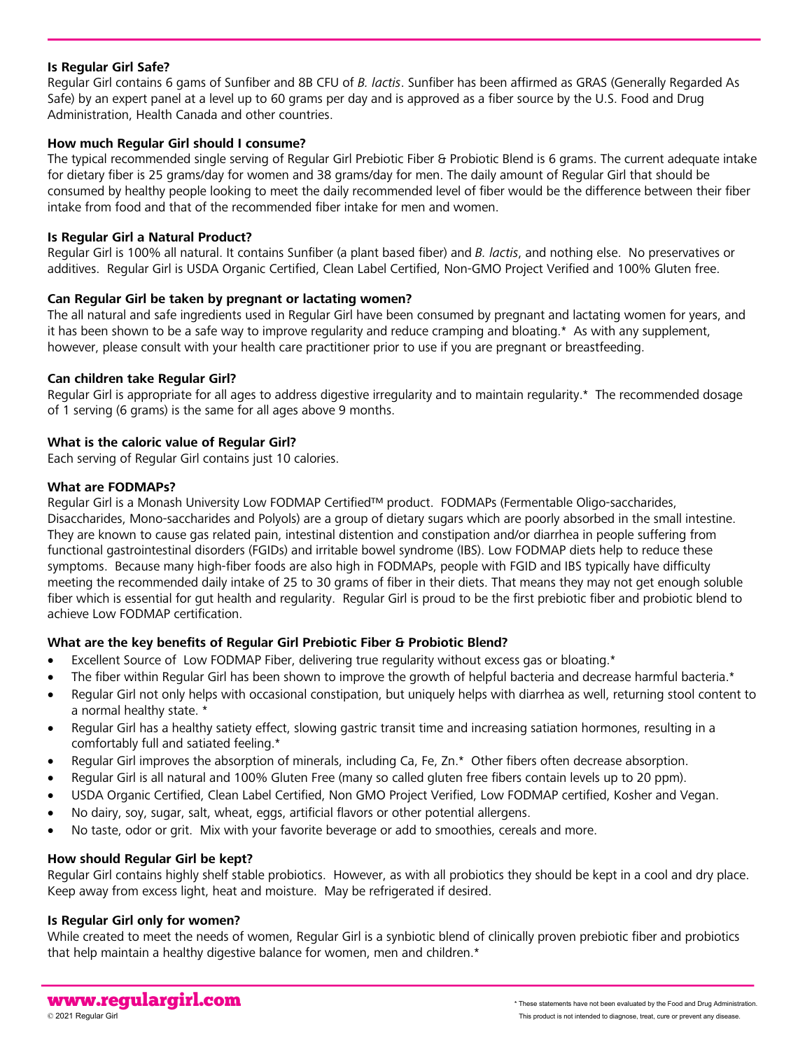**Is Regular Girl Safe?**

Regular Girl contains 6 gams of Sunfiber and 8B CFU of *B. lactis*. Sunfiber has been affirmed as GRAS (Generally Regarded As Safe) by an expert panel at a level up to 60 grams per day and is approved as a fiber source by the U.S. Food and Drug Administration, Health Canada and other countries.

**How much Regular Girl should I consume?**

The typical recommended single serving of Regular Girl Prebiotic Fiber & Probiotic Blend is 6 grams. The current adequate intake for dietary fiber is 25 grams/day for women and 38 grams/day for men. The daily amount of Regular Girl that should be consumed by healthy people looking to meet the daily recommended level of fiber would be the difference between their fiber intake from food and that of the recommended fiber intake for men and women.

**Is Regular Girl a Natural Product?**

Regular Girl is 100% all natural. It contains Sunfiber (a plant based fiber) and *B. lactis*, and nothing else. No preservatives or additives. Regular Girl is USDA Organic Certified, Clean Label Certified, Non-GMO Project Verified and 100% Gluten free.

**Can Regular Girl be taken by pregnant or lactating women?**

The all natural and safe ingredients used in Regular Girl have been consumed by pregnant and lactating women for years, and it has been shown to be a safe way to improve regularity and reduce cramping and bloating.* As with any supplement, however, please consult with your health care practitioner prior to use if you are pregnant or breastfeeding.

**Can children take Regular Girl?**

Regular Girl is appropriate for all ages to address digestive irregularity and to maintain regularity.* The recommended dosage of 1 serving (6 grams) is the same for all ages above 9 months.

**What is the caloric value of Regular Girl?**

Each serving of Regular Girl contains just 10 calories.

**What are FODMAPs?**

Regular Girl is a Monash University Low FODMAP Certified™ product. FODMAPs (Fermentable Oligo-saccharides, Disaccharides, Mono-saccharides and Polyols) are a group of dietary sugars which are poorly absorbed in the small intestine. They are known to cause gas related pain, intestinal distention and constipation and/or diarrhea in people suffering from functional gastrointestinal disorders (FGIDs) and irritable bowel syndrome (IBS). Low FODMAP diets help to reduce these symptoms. Because many high-fiber foods are also high in FODMAPs, people with FGID and IBS typically have difficulty meeting the recommended daily intake of 25 to 30 grams of fiber in their diets. That means they may not get enough soluble fiber which is essential for gut health and regularity. Regular Girl is proud to be the first prebiotic fiber and probiotic blend to achieve Low FODMAP certification.

**What are the key benefits of Regular Girl Prebiotic Fiber & Probiotic Blend?**

- Excellent Source of Low FODMAP Fiber, delivering true regularity without excess gas or bloating.*
- The fiber within Regular Girl has been shown to improve the growth of helpful bacteria and decrease harmful bacteria.*
- Regular Girl not only helps with occasional constipation, but uniquely helps with diarrhea as well, returning stool content to a normal healthy state. *
- Regular Girl has a healthy satiety effect, slowing gastric transit time and increasing satiation hormones, resulting in a comfortably full and satiated feeling.*
- Regular Girl improves the absorption of minerals, including Ca, Fe, Zn.* Other fibers often decrease absorption.
- Regular Girl is all natural and 100% Gluten Free (many so called gluten free fibers contain levels up to 20 ppm).
- USDA Organic Certified, Clean Label Certified, Non GMO Project Verified, Low FODMAP certified, Kosher and Vegan.
- No dairy, soy, sugar, salt, wheat, eggs, artificial flavors or other potential allergens.
- No taste, odor or grit. Mix with your favorite beverage or add to smoothies, cereals and more.

**How should Regular Girl be kept?**

Regular Girl contains highly shelf stable probiotics. However, as with all probiotics they should be kept in a cool and dry place. Keep away from excess light, heat and moisture. May be refrigerated if desired.

**Is Regular Girl only for women?**

While created to meet the needs of women, Regular Girl is a synbiotic blend of clinically proven prebiotic fiber and probiotics that help maintain a healthy digestive balance for women, men and children.*

**www.regulargirl.com**

© 2021 Regular Girl

\* These statements have not been evaluated by the Food and Drug Administration. This product is not intended to diagnose, treat, cure or prevent any disease.